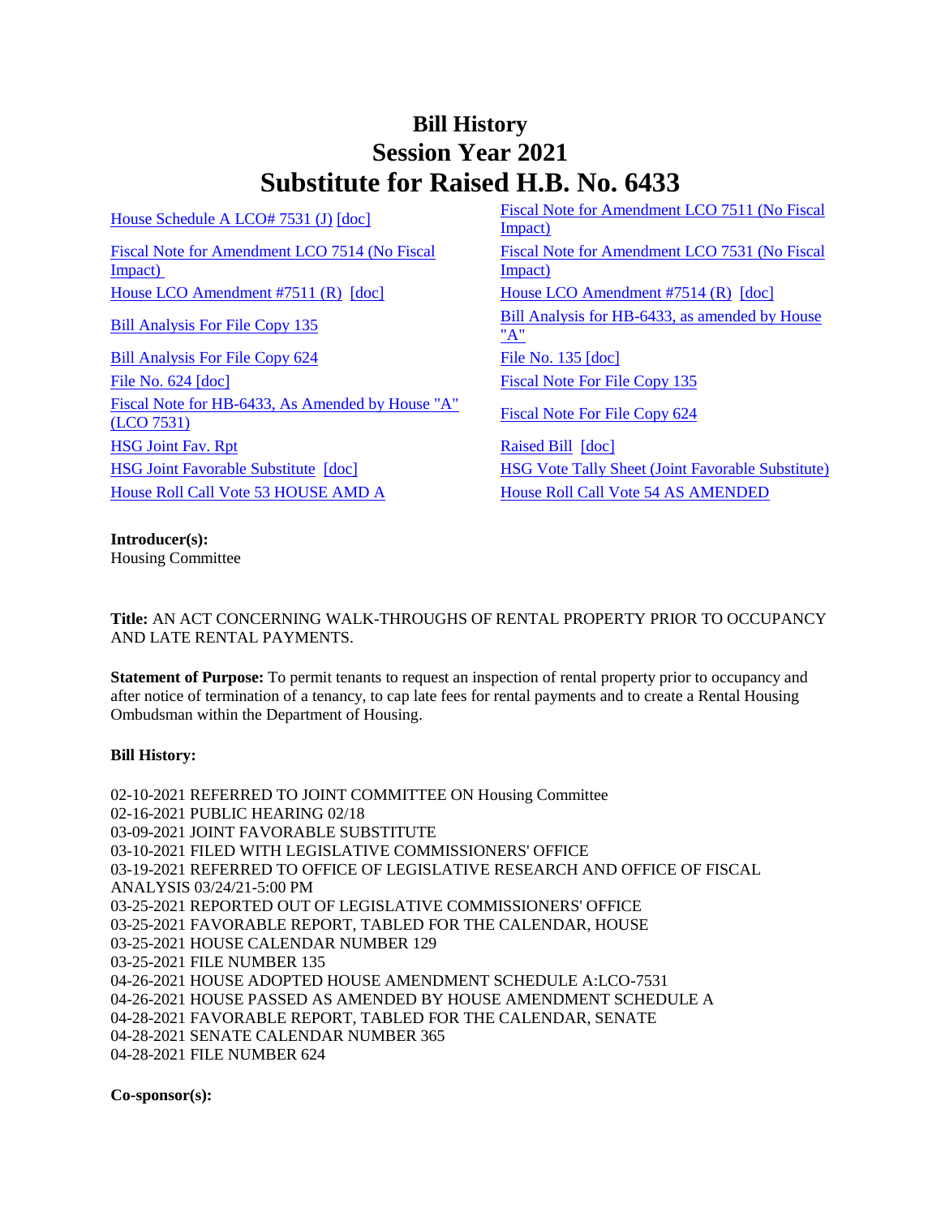# Bill History
# Session Year 2021
# Substitute for Raised H.B. No. 6433

| | |
|---|---|
| House Schedule A LCO# 7531 (J) [doc] | Fiscal Note for Amendment LCO 7511 (No Fiscal Impact) |
| Fiscal Note for Amendment LCO 7514 (No Fiscal Impact) | Fiscal Note for Amendment LCO 7531 (No Fiscal Impact) |
| House LCO Amendment #7511 (R) [doc] | House LCO Amendment #7514 (R) [doc] |
| Bill Analysis For File Copy 135 | Bill Analysis for HB-6433, as amended by House "A" |
| Bill Analysis For File Copy 624 | File No. 135 [doc] |
| File No. 624 [doc] | Fiscal Note For File Copy 135 |
| Fiscal Note for HB-6433, As Amended by House "A" (LCO 7531) | Fiscal Note For File Copy 624 |
| HSG Joint Fav. Rpt | Raised Bill [doc] |
| HSG Joint Favorable Substitute [doc] | HSG Vote Tally Sheet (Joint Favorable Substitute) |
| House Roll Call Vote 53 HOUSE AMD A | House Roll Call Vote 54 AS AMENDED |

**Introducer(s):**
Housing Committee

**Title:** AN ACT CONCERNING WALK-THROUGHS OF RENTAL PROPERTY PRIOR TO OCCUPANCY AND LATE RENTAL PAYMENTS.

**Statement of Purpose:** To permit tenants to request an inspection of rental property prior to occupancy and after notice of termination of a tenancy, to cap late fees for rental payments and to create a Rental Housing Ombudsman within the Department of Housing.

**Bill History:**

02-10-2021 REFERRED TO JOINT COMMITTEE ON Housing Committee
02-16-2021 PUBLIC HEARING 02/18
03-09-2021 JOINT FAVORABLE SUBSTITUTE
03-10-2021 FILED WITH LEGISLATIVE COMMISSIONERS' OFFICE
03-19-2021 REFERRED TO OFFICE OF LEGISLATIVE RESEARCH AND OFFICE OF FISCAL ANALYSIS 03/24/21-5:00 PM
03-25-2021 REPORTED OUT OF LEGISLATIVE COMMISSIONERS' OFFICE
03-25-2021 FAVORABLE REPORT, TABLED FOR THE CALENDAR, HOUSE
03-25-2021 HOUSE CALENDAR NUMBER 129
03-25-2021 FILE NUMBER 135
04-26-2021 HOUSE ADOPTED HOUSE AMENDMENT SCHEDULE A:LCO-7531
04-26-2021 HOUSE PASSED AS AMENDED BY HOUSE AMENDMENT SCHEDULE A
04-28-2021 FAVORABLE REPORT, TABLED FOR THE CALENDAR, SENATE
04-28-2021 SENATE CALENDAR NUMBER 365
04-28-2021 FILE NUMBER 624

**Co-sponsor(s):**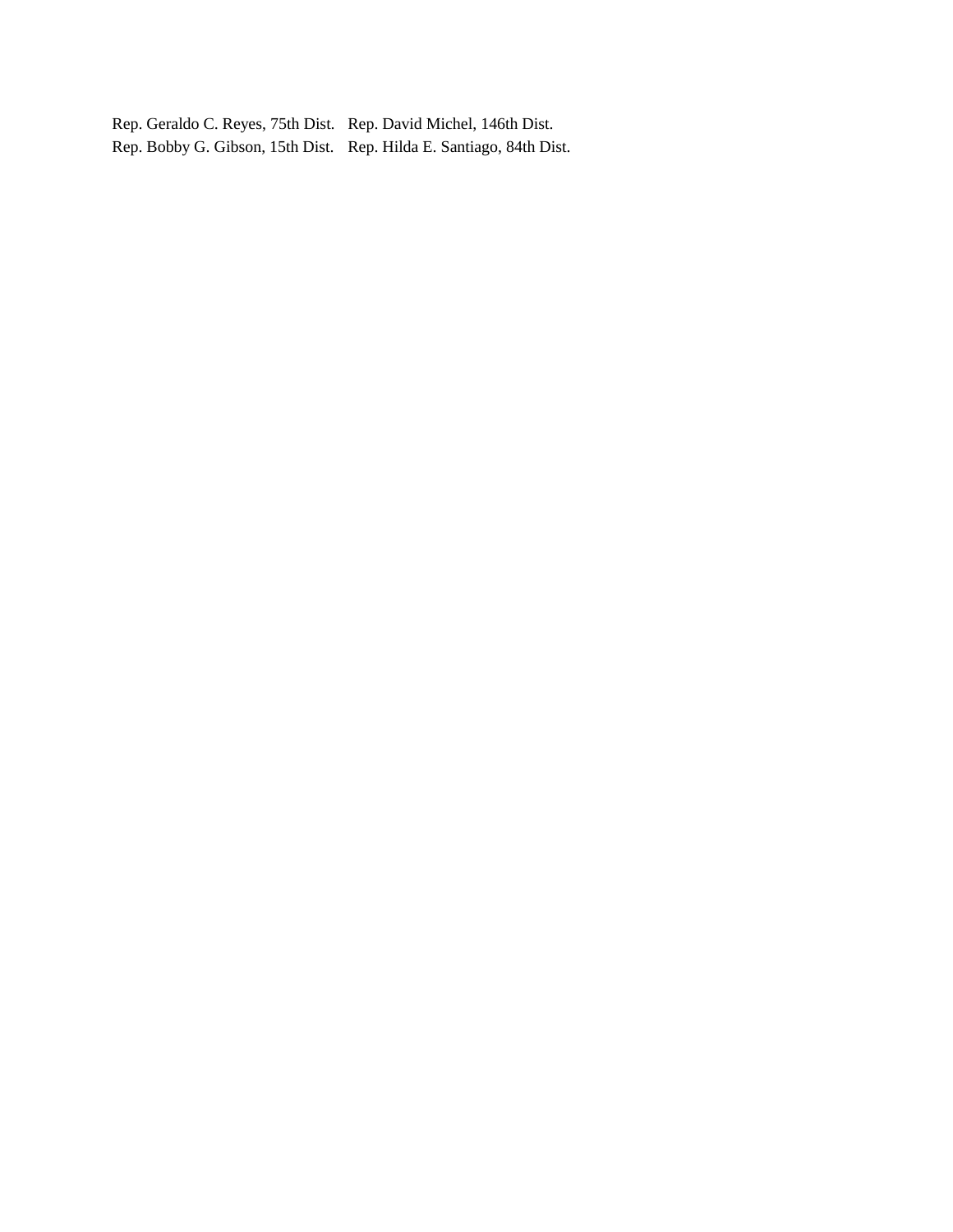| | |
|---|---|
| Rep. Geraldo C. Reyes, 75th Dist. | Rep. David Michel, 146th Dist. |
| Rep. Bobby G. Gibson, 15th Dist. | Rep. Hilda E. Santiago, 84th Dist. |